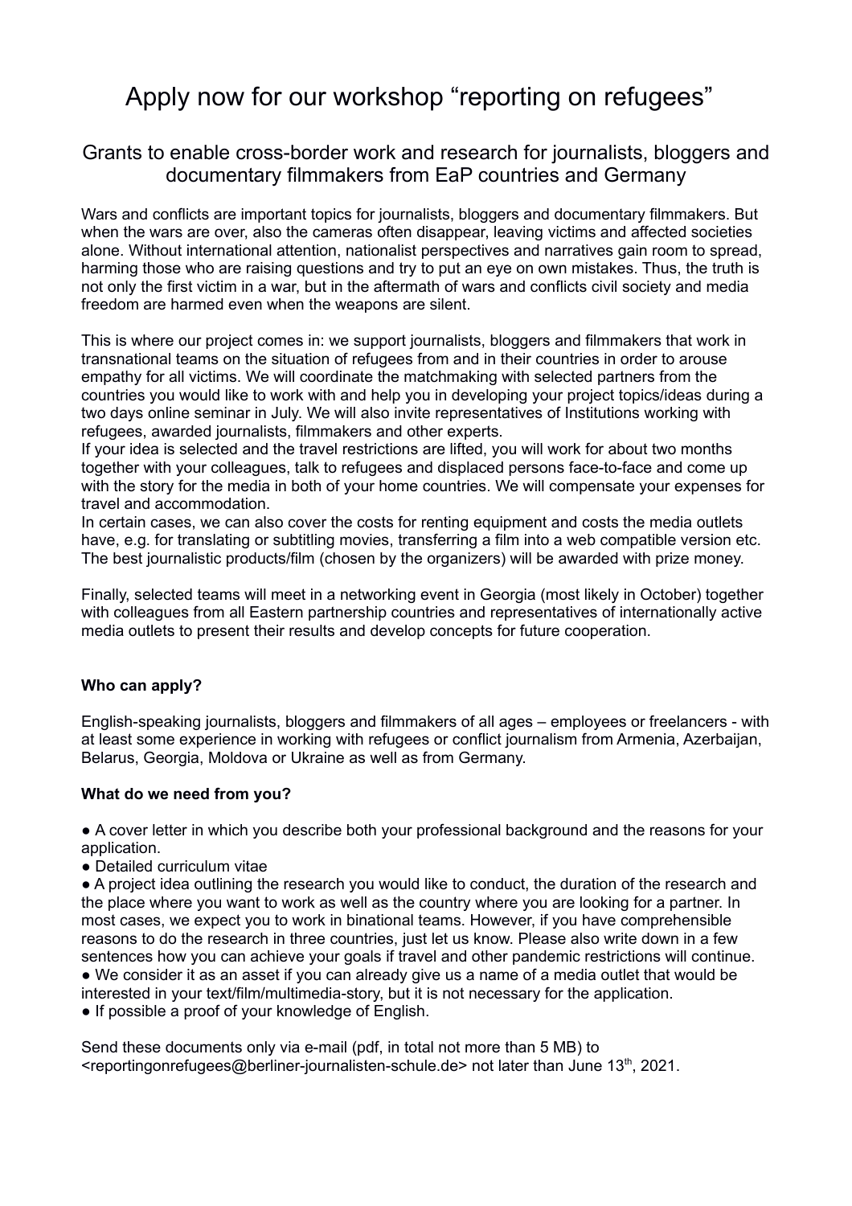# Apply now for our workshop "reporting on refugees"

## Grants to enable cross-border work and research for journalists, bloggers and documentary filmmakers from EaP countries and Germany

Wars and conflicts are important topics for journalists, bloggers and documentary filmmakers. But when the wars are over, also the cameras often disappear, leaving victims and affected societies alone. Without international attention, nationalist perspectives and narratives gain room to spread, harming those who are raising questions and try to put an eye on own mistakes. Thus, the truth is not only the first victim in a war, but in the aftermath of wars and conflicts civil society and media freedom are harmed even when the weapons are silent.

This is where our project comes in: we support journalists, bloggers and filmmakers that work in transnational teams on the situation of refugees from and in their countries in order to arouse empathy for all victims. We will coordinate the matchmaking with selected partners from the countries you would like to work with and help you in developing your project topics/ideas during a two days online seminar in July. We will also invite representatives of Institutions working with refugees, awarded journalists, filmmakers and other experts.
If your idea is selected and the travel restrictions are lifted, you will work for about two months together with your colleagues, talk to refugees and displaced persons face-to-face and come up with the story for the media in both of your home countries. We will compensate your expenses for travel and accommodation.
In certain cases, we can also cover the costs for renting equipment and costs the media outlets have, e.g. for translating or subtitling movies, transferring a film into a web compatible version etc. The best journalistic products/film (chosen by the organizers) will be awarded with prize money.

Finally, selected teams will meet in a networking event in Georgia (most likely in October) together with colleagues from all Eastern partnership countries and representatives of internationally active media outlets to present their results and develop concepts for future cooperation.

**Who can apply?**

English-speaking journalists, bloggers and filmmakers of all ages – employees or freelancers - with at least some experience in working with refugees or conflict journalism from Armenia, Azerbaijan, Belarus, Georgia, Moldova or Ukraine as well as from Germany.

**What do we need from you?**

- A cover letter in which you describe both your professional background and the reasons for your application.
- Detailed curriculum vitae
- A project idea outlining the research you would like to conduct, the duration of the research and the place where you want to work as well as the country where you are looking for a partner. In most cases, we expect you to work in binational teams. However, if you have comprehensible reasons to do the research in three countries, just let us know. Please also write down in a few sentences how you can achieve your goals if travel and other pandemic restrictions will continue.
- We consider it as an asset if you can already give us a name of a media outlet that would be interested in your text/film/multimedia-story, but it is not necessary for the application.
- If possible a proof of your knowledge of English.

Send these documents only via e-mail (pdf, in total not more than 5 MB) to <reportingonrefugees@berliner-journalisten-schule.de> not later than June 13th, 2021.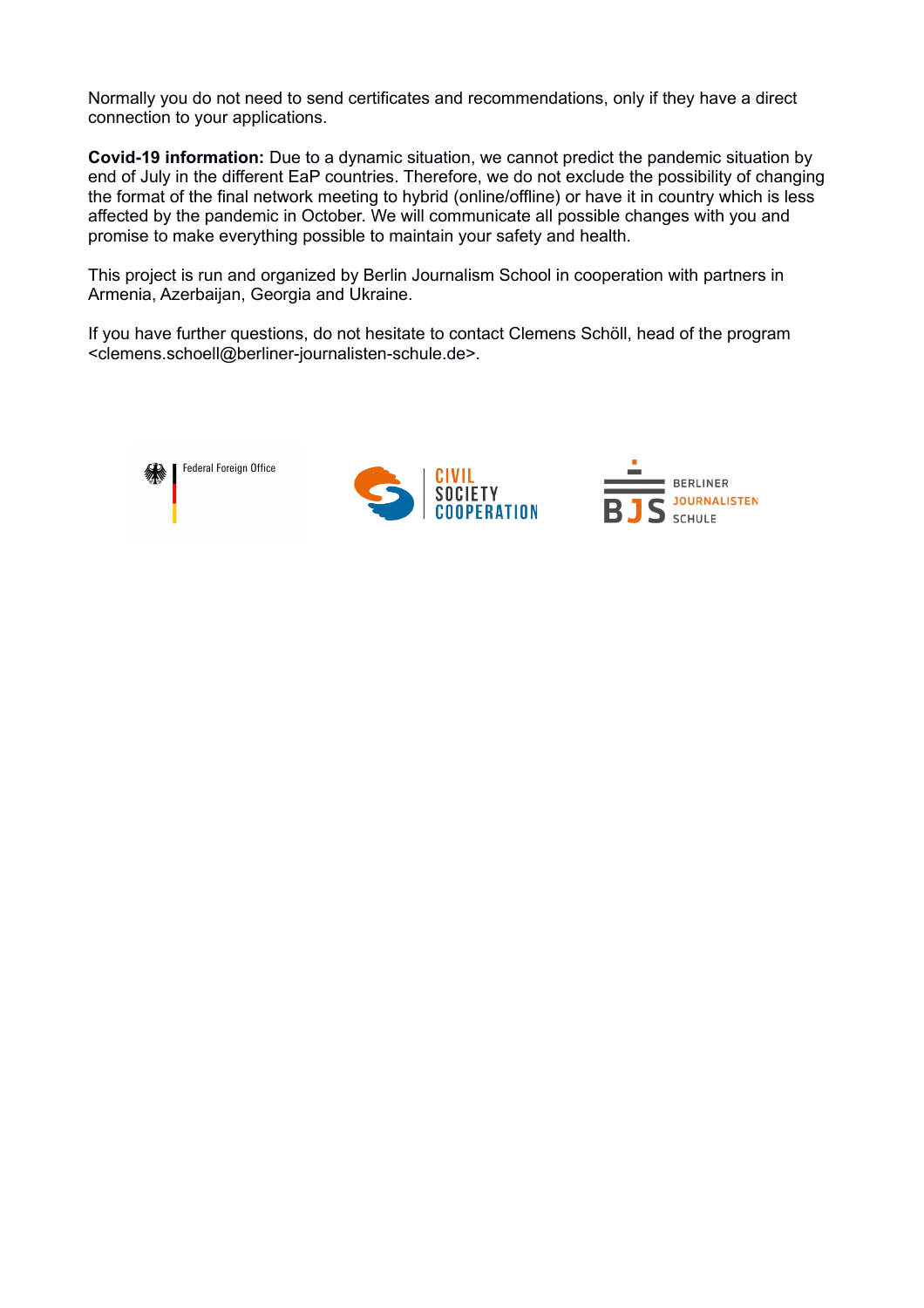Normally you do not need to send certificates and recommendations, only if they have a direct connection to your applications.

**Covid-19 information:** Due to a dynamic situation, we cannot predict the pandemic situation by end of July in the different EaP countries. Therefore, we do not exclude the possibility of changing the format of the final network meeting to hybrid (online/offline) or have it in country which is less affected by the pandemic in October. We will communicate all possible changes with you and promise to make everything possible to maintain your safety and health.

This project is run and organized by Berlin Journalism School in cooperation with partners in Armenia, Azerbaijan, Georgia and Ukraine.

If you have further questions, do not hesitate to contact Clemens Schöll, head of the program <clemens.schoell@berliner-journalisten-schule.de>.

Federal Foreign Office

CIVIL SOCIETY COOPERATION

BJS BERLINER JOURNALISTEN SCHULE